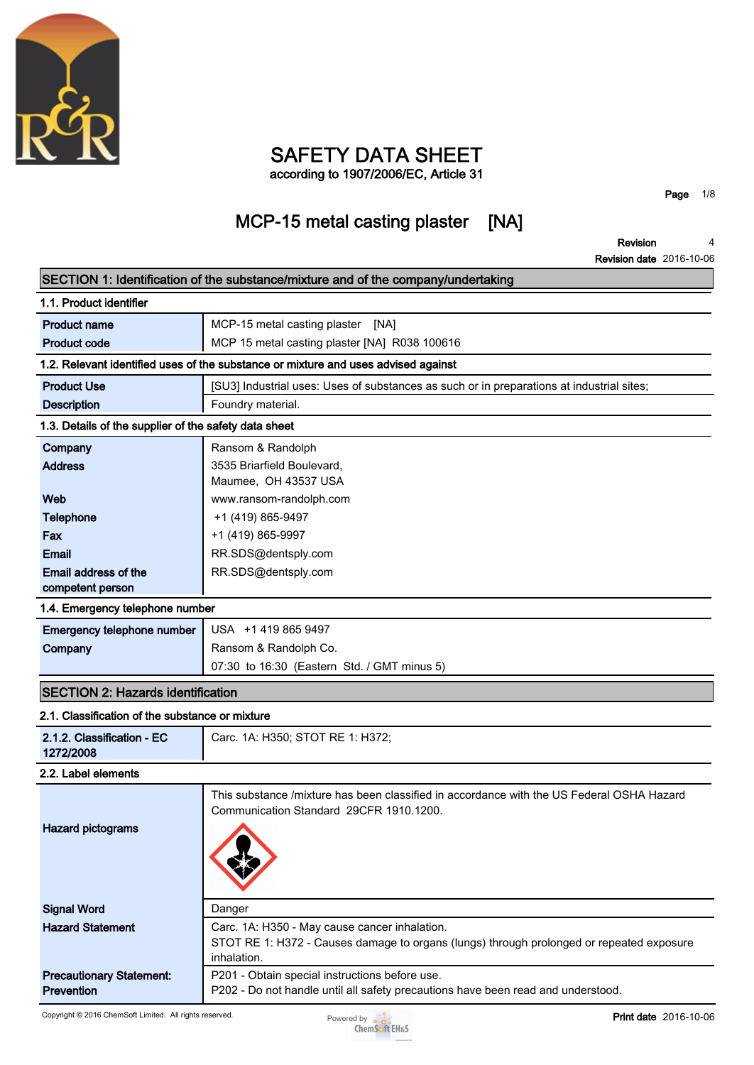# SAFETY DATA SHEET

according to 1907/2006/EC, Article 31

## MCP-15 metal casting plaster [NA]

**Revision** 4
**Revision date** 2016-10-06

## SECTION 1: Identification of the substance/mixture and of the company/undertaking

### 1.1. Product identifier

| | |
|---|---|
| **Product name** | MCP-15 metal casting plaster [NA] |
| **Product code** | MCP 15 metal casting plaster [NA] R038 100616 |

### 1.2. Relevant identified uses of the substance or mixture and uses advised against

| | |
|---|---|
| **Product Use** | [SU3] Industrial uses: Uses of substances as such or in preparations at industrial sites; |
| **Description** | Foundry material. |

### 1.3. Details of the supplier of the safety data sheet

| | |
|---|---|
| **Company** | Ransom & Randolph |
| **Address** | 3535 Briarfield Boulevard, Maumee, OH 43537 USA |
| **Web** | www.ransom-randolph.com |
| **Telephone** | +1 (419) 865-9497 |
| **Fax** | +1 (419) 865-9997 |
| **Email** | RR.SDS@dentsply.com |
| **Email address of the competent person** | RR.SDS@dentsply.com |

### 1.4. Emergency telephone number

| | |
|---|---|
| **Emergency telephone number** | USA +1 419 865 9497 |
| **Company** | Ransom & Randolph Co. 07:30 to 16:30 (Eastern Std. / GMT minus 5) |

## SECTION 2: Hazards identification

### 2.1. Classification of the substance or mixture

| | |
|---|---|
| **2.1.2. Classification - EC 1272/2008** | Carc. 1A: H350; STOT RE 1: H372; |

### 2.2. Label elements

| | |
|---|---|
| **Hazard pictograms** | This substance /mixture has been classified in accordance with the US Federal OSHA Hazard Communication Standard 29CFR 1910.1200. |
| **Signal Word** | Danger |
| **Hazard Statement** | Carc. 1A: H350 - May cause cancer inhalation.<br>STOT RE 1: H372 - Causes damage to organs (lungs) through prolonged or repeated exposure inhalation. |
| **Precautionary Statement: Prevention** | P201 - Obtain special instructions before use.<br>P202 - Do not handle until all safety precautions have been read and understood. |

Copyright © 2016 ChemSoft Limited. All rights reserved.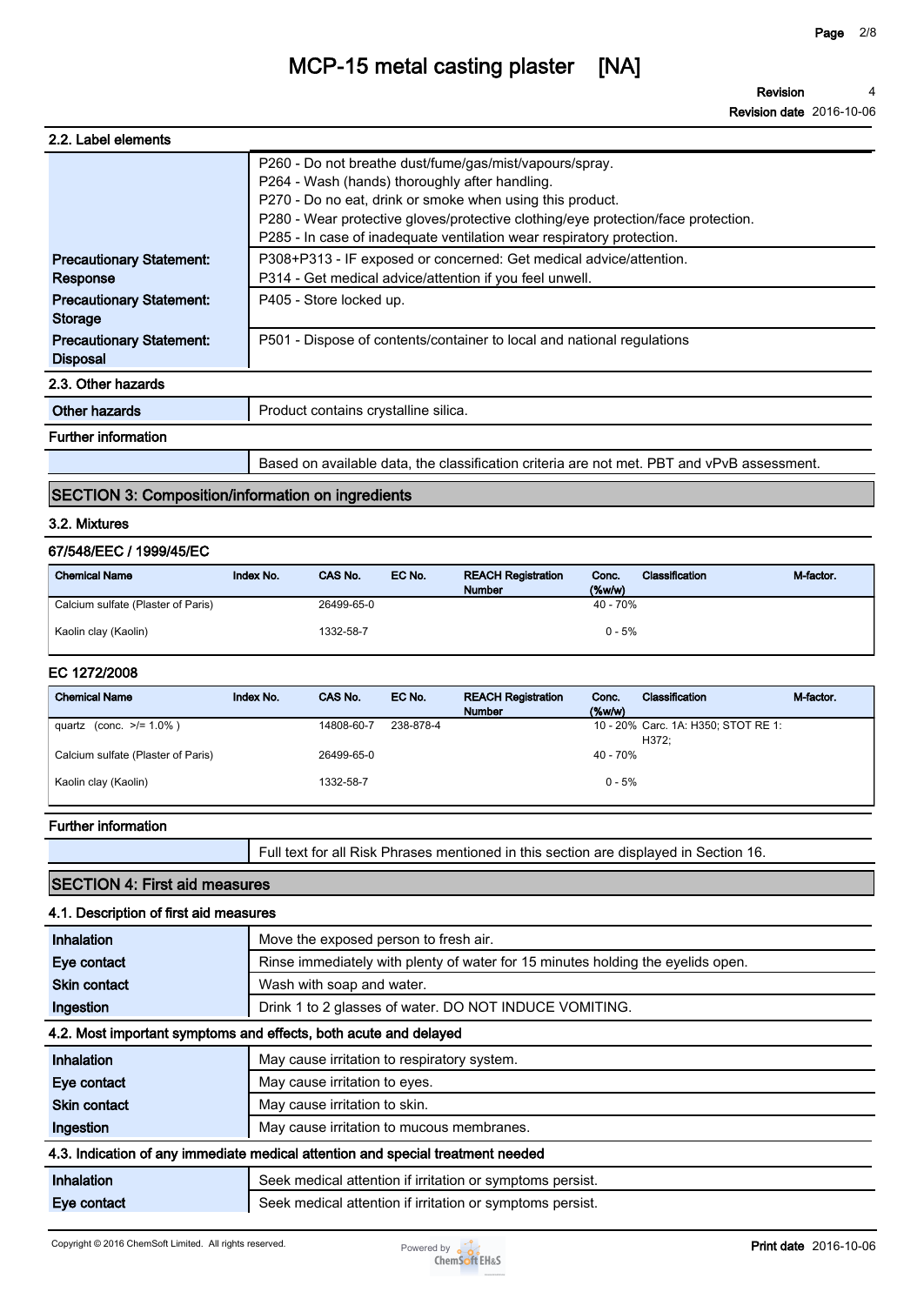# MCP-15 metal casting plaster [NA]

**Revision** 4
**Revision date** 2016-10-06

## 2.2. Label elements

| | |
|---|---|
| | P260 - Do not breathe dust/fume/gas/mist/vapours/spray.<br>P264 - Wash (hands) thoroughly after handling.<br>P270 - Do no eat, drink or smoke when using this product.<br>P280 - Wear protective gloves/protective clothing/eye protection/face protection.<br>P285 - In case of inadequate ventilation wear respiratory protection. |
| **Precautionary Statement: Response** | P308+P313 - IF exposed or concerned: Get medical advice/attention.<br>P314 - Get medical advice/attention if you feel unwell. |
| **Precautionary Statement: Storage** | P405 - Store locked up. |
| **Precautionary Statement: Disposal** | P501 - Dispose of contents/container to local and national regulations |

## 2.3. Other hazards

| | |
|---|---|
| **Other hazards** | Product contains crystalline silica. |

### Further information

| | |
|---|---|
| | Based on available data, the classification criteria are not met. PBT and vPvB assessment. |

## SECTION 3: Composition/information on ingredients

### 3.2. Mixtures

#### 67/548/EEC / 1999/45/EC

| Chemical Name | Index No. | CAS No. | EC No. | REACH Registration Number | Conc. (%w/w) | Classification | M-factor. |
|---|---|---|---|---|---|---|---|
| Calcium sulfate (Plaster of Paris) | | 26499-65-0 | | | 40 - 70% | | |
| Kaolin clay (Kaolin) | | 1332-58-7 | | | 0 - 5% | | |

#### EC 1272/2008

| Chemical Name | Index No. | CAS No. | EC No. | REACH Registration Number | Conc. (%w/w) | Classification | M-factor. |
|---|---|---|---|---|---|---|---|
| quartz (conc. >/= 1.0% ) | | 14808-60-7 | 238-878-4 | | 10 - 20% | Carc. 1A: H350; STOT RE 1: H372; | |
| Calcium sulfate (Plaster of Paris) | | 26499-65-0 | | | 40 - 70% | | |
| Kaolin clay (Kaolin) | | 1332-58-7 | | | 0 - 5% | | |

### Further information

| | |
|---|---|
| | Full text for all Risk Phrases mentioned in this section are displayed in Section 16. |

## SECTION 4: First aid measures

### 4.1. Description of first aid measures

| | |
|---|---|
| **Inhalation** | Move the exposed person to fresh air. |
| **Eye contact** | Rinse immediately with plenty of water for 15 minutes holding the eyelids open. |
| **Skin contact** | Wash with soap and water. |
| **Ingestion** | Drink 1 to 2 glasses of water. DO NOT INDUCE VOMITING. |

### 4.2. Most important symptoms and effects, both acute and delayed

| | |
|---|---|
| **Inhalation** | May cause irritation to respiratory system. |
| **Eye contact** | May cause irritation to eyes. |
| **Skin contact** | May cause irritation to skin. |
| **Ingestion** | May cause irritation to mucous membranes. |

### 4.3. Indication of any immediate medical attention and special treatment needed

| | |
|---|---|
| **Inhalation** | Seek medical attention if irritation or symptoms persist. |
| **Eye contact** | Seek medical attention if irritation or symptoms persist. |

Copyright © 2016 ChemSoft Limited. All rights reserved.

**Print date** 2016-10-06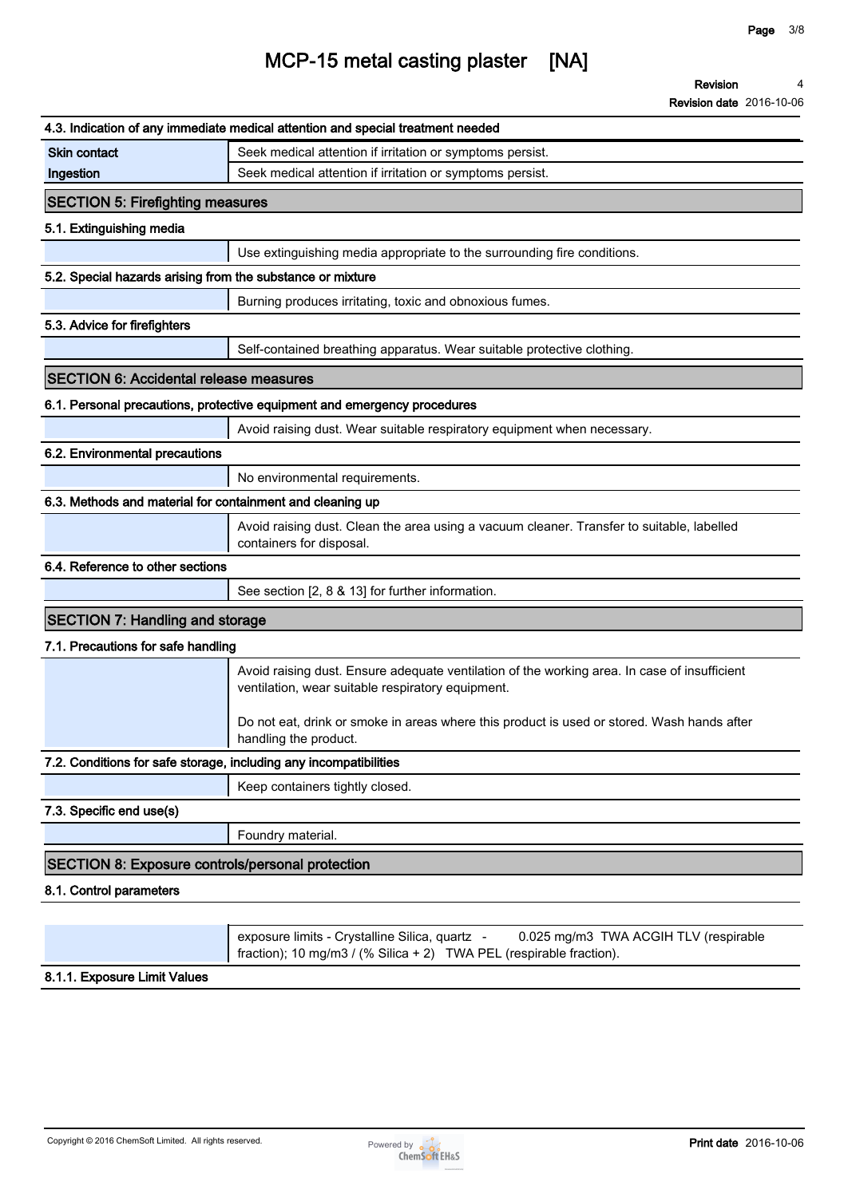### 4.3. Indication of any immediate medical attention and special treatment needed

| | |
|---|---|
| **Skin contact** | Seek medical attention if irritation or symptoms persist. |
| **Ingestion** | Seek medical attention if irritation or symptoms persist. |

## SECTION 5: Firefighting measures

### 5.1. Extinguishing media

Use extinguishing media appropriate to the surrounding fire conditions.

### 5.2. Special hazards arising from the substance or mixture

Burning produces irritating, toxic and obnoxious fumes.

### 5.3. Advice for firefighters

Self-contained breathing apparatus. Wear suitable protective clothing.

## SECTION 6: Accidental release measures

### 6.1. Personal precautions, protective equipment and emergency procedures

Avoid raising dust. Wear suitable respiratory equipment when necessary.

### 6.2. Environmental precautions

No environmental requirements.

### 6.3. Methods and material for containment and cleaning up

Avoid raising dust. Clean the area using a vacuum cleaner. Transfer to suitable, labelled containers for disposal.

### 6.4. Reference to other sections

See section [2, 8 & 13] for further information.

## SECTION 7: Handling and storage

### 7.1. Precautions for safe handling

Avoid raising dust. Ensure adequate ventilation of the working area. In case of insufficient ventilation, wear suitable respiratory equipment.

Do not eat, drink or smoke in areas where this product is used or stored. Wash hands after handling the product.

### 7.2. Conditions for safe storage, including any incompatibilities

Keep containers tightly closed.

### 7.3. Specific end use(s)

Foundry material.

## SECTION 8: Exposure controls/personal protection

### 8.1. Control parameters

exposure limits - Crystalline Silica, quartz - 0.025 mg/m3 TWA ACGIH TLV (respirable fraction); 10 mg/m3 / (% Silica + 2) TWA PEL (respirable fraction).

#### 8.1.1. Exposure Limit Values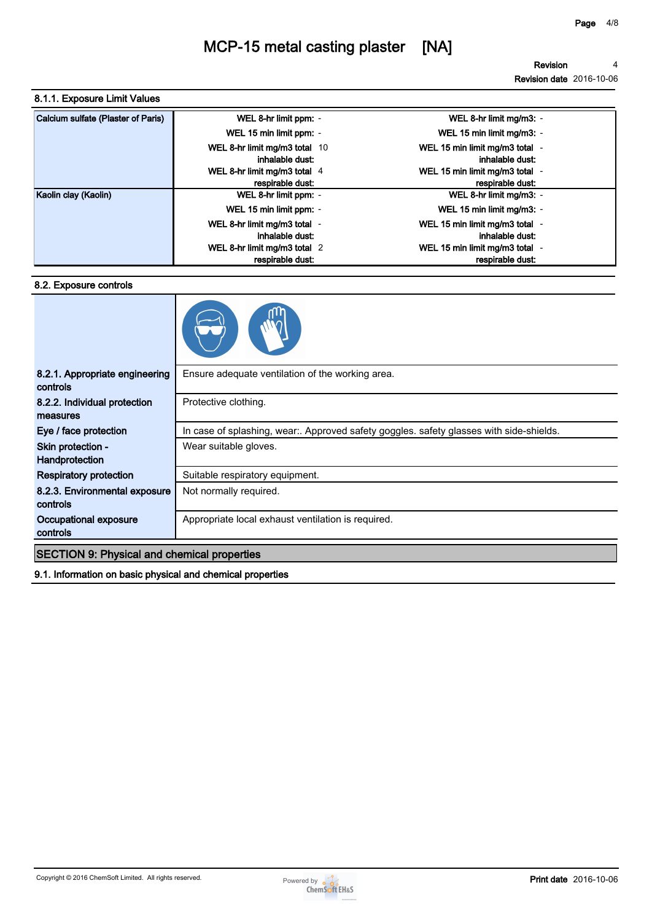### 8.1.1. Exposure Limit Values

| Substance | | | | |
|---|---|---|---|---|
| Calcium sulfate (Plaster of Paris) | WEL 8-hr limit ppm: | - | WEL 8-hr limit mg/m3: | - |
| | WEL 15 min limit ppm: | - | WEL 15 min limit mg/m3: | - |
| | WEL 8-hr limit mg/m3 total inhalable dust: | 10 | WEL 15 min limit mg/m3 total inhalable dust: | - |
| | WEL 8-hr limit mg/m3 total respirable dust: | 4 | WEL 15 min limit mg/m3 total respirable dust: | - |
| Kaolin clay (Kaolin) | WEL 8-hr limit ppm: | - | WEL 8-hr limit mg/m3: | - |
| | WEL 15 min limit ppm: | - | WEL 15 min limit mg/m3: | - |
| | WEL 8-hr limit mg/m3 total inhalable dust: | - | WEL 15 min limit mg/m3 total inhalable dust: | - |
| | WEL 8-hr limit mg/m3 total respirable dust: | 2 | WEL 15 min limit mg/m3 total respirable dust: | - |

### 8.2. Exposure controls

| | |
|---|---|
| **8.2.1. Appropriate engineering controls** | Ensure adequate ventilation of the working area. |
| **8.2.2. Individual protection measures** | Protective clothing. |
| **Eye / face protection** | In case of splashing, wear:. Approved safety goggles. safety glasses with side-shields. |
| **Skin protection - Handprotection** | Wear suitable gloves. |
| **Respiratory protection** | Suitable respiratory equipment. |
| **8.2.3. Environmental exposure controls** | Not normally required. |
| **Occupational exposure controls** | Appropriate local exhaust ventilation is required. |

## SECTION 9: Physical and chemical properties

### 9.1. Information on basic physical and chemical properties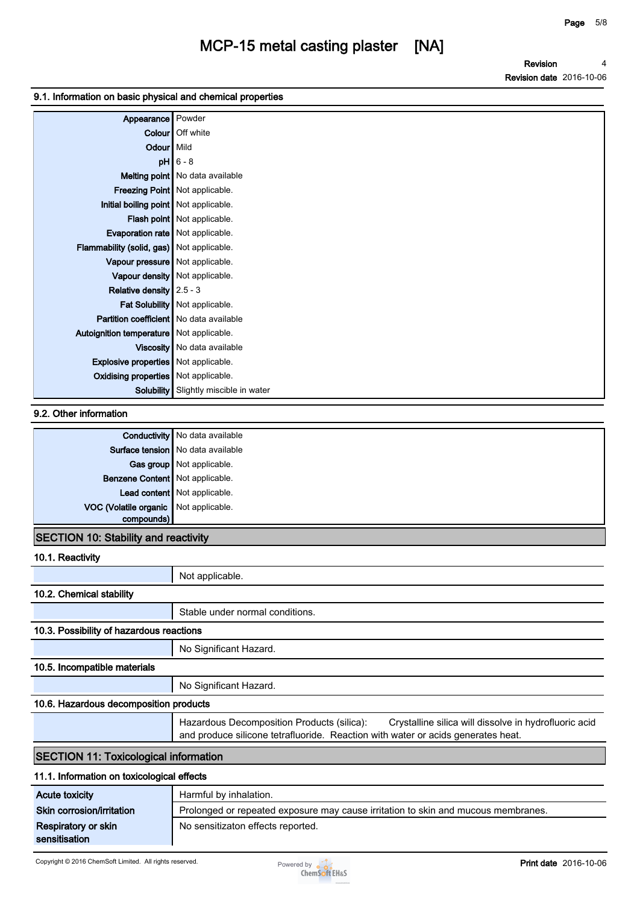### 9.1. Information on basic physical and chemical properties

| | |
|---|---|
| **Appearance** | Powder |
| **Colour** | Off white |
| **Odour** | Mild |
| **pH** | 6 - 8 |
| **Melting point** | No data available |
| **Freezing Point** | Not applicable. |
| **Initial boiling point** | Not applicable. |
| **Flash point** | Not applicable. |
| **Evaporation rate** | Not applicable. |
| **Flammability (solid, gas)** | Not applicable. |
| **Vapour pressure** | Not applicable. |
| **Vapour density** | Not applicable. |
| **Relative density** | 2.5 - 3 |
| **Fat Solubility** | Not applicable. |
| **Partition coefficient** | No data available |
| **Autoignition temperature** | Not applicable. |
| **Viscosity** | No data available |
| **Explosive properties** | Not applicable. |
| **Oxidising properties** | Not applicable. |
| **Solubility** | Slightly miscible in water |

### 9.2. Other information

| | |
|---|---|
| **Conductivity** | No data available |
| **Surface tension** | No data available |
| **Gas group** | Not applicable. |
| **Benzene Content** | Not applicable. |
| **Lead content** | Not applicable. |
| **VOC (Volatile organic compounds)** | Not applicable. |

## SECTION 10: Stability and reactivity

### 10.1. Reactivity

Not applicable.

### 10.2. Chemical stability

Stable under normal conditions.

### 10.3. Possibility of hazardous reactions

No Significant Hazard.

### 10.5. Incompatible materials

No Significant Hazard.

### 10.6. Hazardous decomposition products

Hazardous Decomposition Products (silica): Crystalline silica will dissolve in hydrofluoric acid and produce silicone tetrafluoride. Reaction with water or acids generates heat.

## SECTION 11: Toxicological information

### 11.1. Information on toxicological effects

| | |
|---|---|
| **Acute toxicity** | Harmful by inhalation. |
| **Skin corrosion/irritation** | Prolonged or repeated exposure may cause irritation to skin and mucous membranes. |
| **Respiratory or skin sensitisation** | No sensitizaton effects reported. |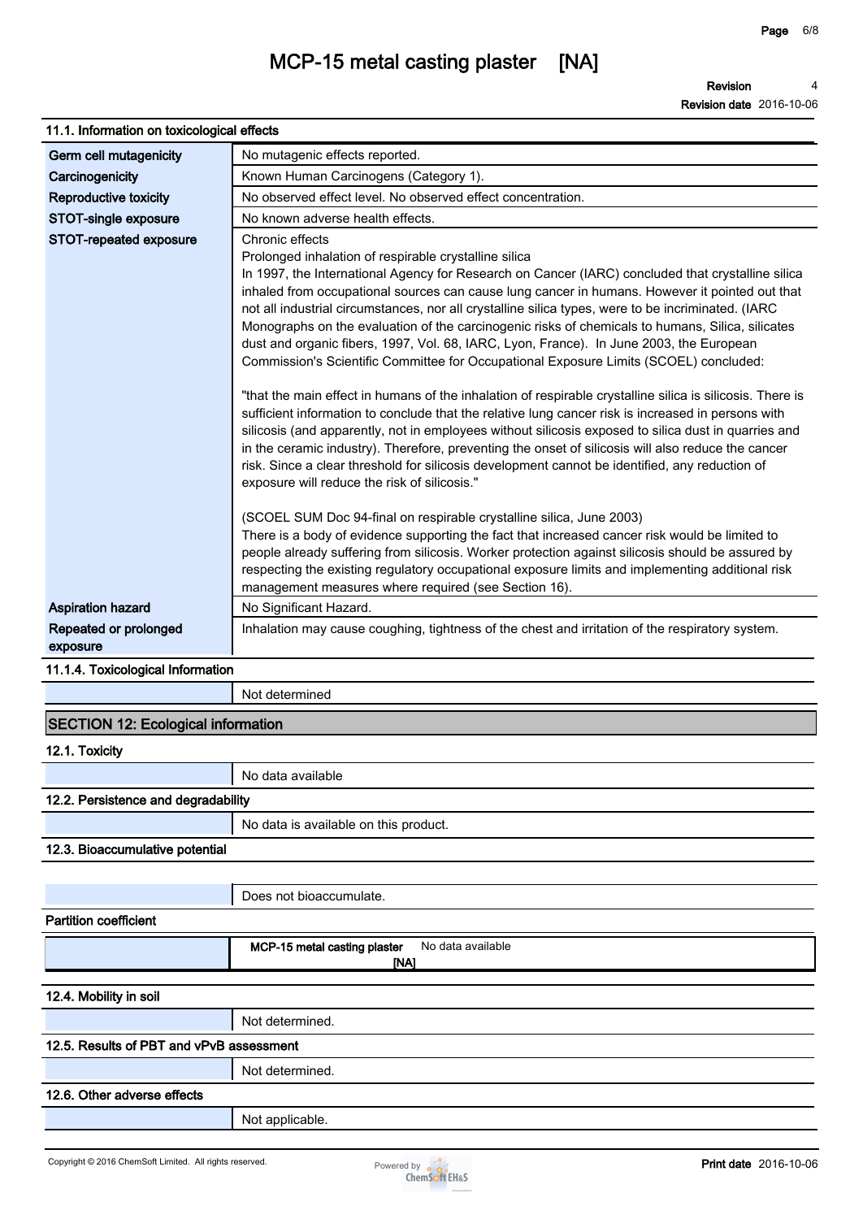# MCP-15 metal casting plaster [NA]

**Revision** 4
**Revision date** 2016-10-06

### 11.1. Information on toxicological effects

| | |
|---|---|
| **Germ cell mutagenicity** | No mutagenic effects reported. |
| **Carcinogenicity** | Known Human Carcinogens (Category 1). |
| **Reproductive toxicity** | No observed effect level. No observed effect concentration. |
| **STOT-single exposure** | No known adverse health effects. |
| **STOT-repeated exposure** | Chronic effects<br>Prolonged inhalation of respirable crystalline silica<br>In 1997, the International Agency for Research on Cancer (IARC) concluded that crystalline silica inhaled from occupational sources can cause lung cancer in humans. However it pointed out that not all industrial circumstances, nor all crystalline silica types, were to be incriminated. (IARC Monographs on the evaluation of the carcinogenic risks of chemicals to humans, Silica, silicates dust and organic fibers, 1997, Vol. 68, IARC, Lyon, France). In June 2003, the European Commission's Scientific Committee for Occupational Exposure Limits (SCOEL) concluded:<br><br>"that the main effect in humans of the inhalation of respirable crystalline silica is silicosis. There is sufficient information to conclude that the relative lung cancer risk is increased in persons with silicosis (and apparently, not in employees without silicosis exposed to silica dust in quarries and in the ceramic industry). Therefore, preventing the onset of silicosis will also reduce the cancer risk. Since a clear threshold for silicosis development cannot be identified, any reduction of exposure will reduce the risk of silicosis."<br><br>(SCOEL SUM Doc 94-final on respirable crystalline silica, June 2003)<br>There is a body of evidence supporting the fact that increased cancer risk would be limited to people already suffering from silicosis. Worker protection against silicosis should be assured by respecting the existing regulatory occupational exposure limits and implementing additional risk management measures where required (see Section 16). |
| **Aspiration hazard** | No Significant Hazard. |
| **Repeated or prolonged exposure** | Inhalation may cause coughing, tightness of the chest and irritation of the respiratory system. |

### 11.1.4. Toxicological Information

Not determined

## SECTION 12: Ecological information

### 12.1. Toxicity

No data available

### 12.2. Persistence and degradability

No data is available on this product.

### 12.3. Bioaccumulative potential

Does not bioaccumulate.

**Partition coefficient**

| | |
|---|---|
| **MCP-15 metal casting plaster [NA]** | No data available |

### 12.4. Mobility in soil

Not determined.

### 12.5. Results of PBT and vPvB assessment

Not determined.

### 12.6. Other adverse effects

Not applicable.

Copyright © 2016 ChemSoft Limited. All rights reserved.

Powered by ChemSoft EH&S

**Print date** 2016-10-06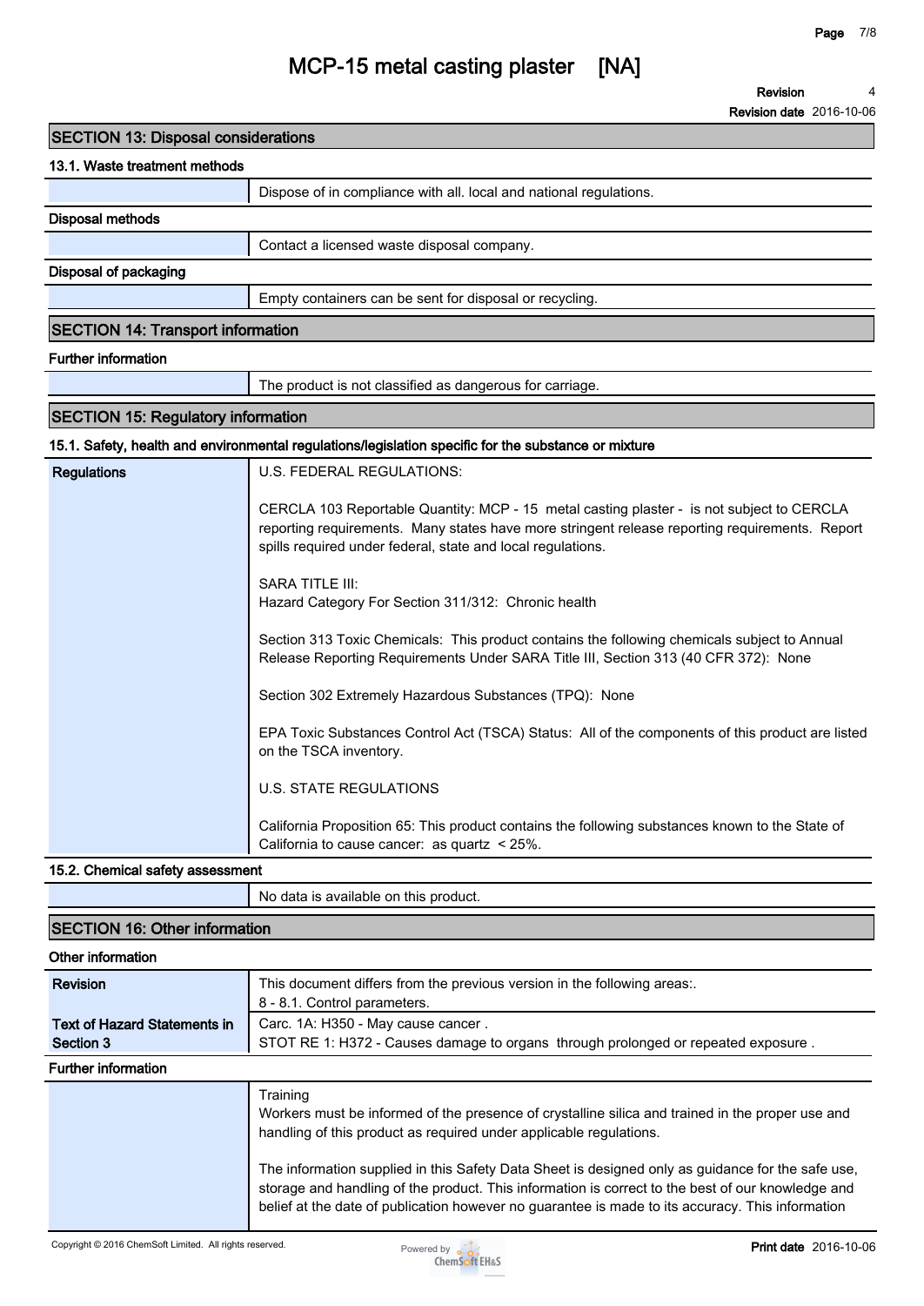## SECTION 13: Disposal considerations

### 13.1. Waste treatment methods

Dispose of in compliance with all. local and national regulations.

**Disposal methods**

Contact a licensed waste disposal company.

**Disposal of packaging**

Empty containers can be sent for disposal or recycling.

## SECTION 14: Transport information

**Further information**

The product is not classified as dangerous for carriage.

## SECTION 15: Regulatory information

### 15.1. Safety, health and environmental regulations/legislation specific for the substance or mixture

**Regulations**

U.S. FEDERAL REGULATIONS:

CERCLA 103 Reportable Quantity: MCP - 15 metal casting plaster - is not subject to CERCLA reporting requirements. Many states have more stringent release reporting requirements. Report spills required under federal, state and local regulations.

SARA TITLE III:
Hazard Category For Section 311/312: Chronic health

Section 313 Toxic Chemicals: This product contains the following chemicals subject to Annual Release Reporting Requirements Under SARA Title III, Section 313 (40 CFR 372): None

Section 302 Extremely Hazardous Substances (TPQ): None

EPA Toxic Substances Control Act (TSCA) Status: All of the components of this product are listed on the TSCA inventory.

U.S. STATE REGULATIONS

California Proposition 65: This product contains the following substances known to the State of California to cause cancer: as quartz < 25%.

### 15.2. Chemical safety assessment

No data is available on this product.

## SECTION 16: Other information

**Other information**

| | |
|---|---|
| **Revision** | This document differs from the previous version in the following areas:. 8 - 8.1. Control parameters. |
| **Text of Hazard Statements in Section 3** | Carc. 1A: H350 - May cause cancer . STOT RE 1: H372 - Causes damage to organs through prolonged or repeated exposure . |

**Further information**

Training
Workers must be informed of the presence of crystalline silica and trained in the proper use and handling of this product as required under applicable regulations.

The information supplied in this Safety Data Sheet is designed only as guidance for the safe use, storage and handling of the product. This information is correct to the best of our knowledge and belief at the date of publication however no guarantee is made to its accuracy. This information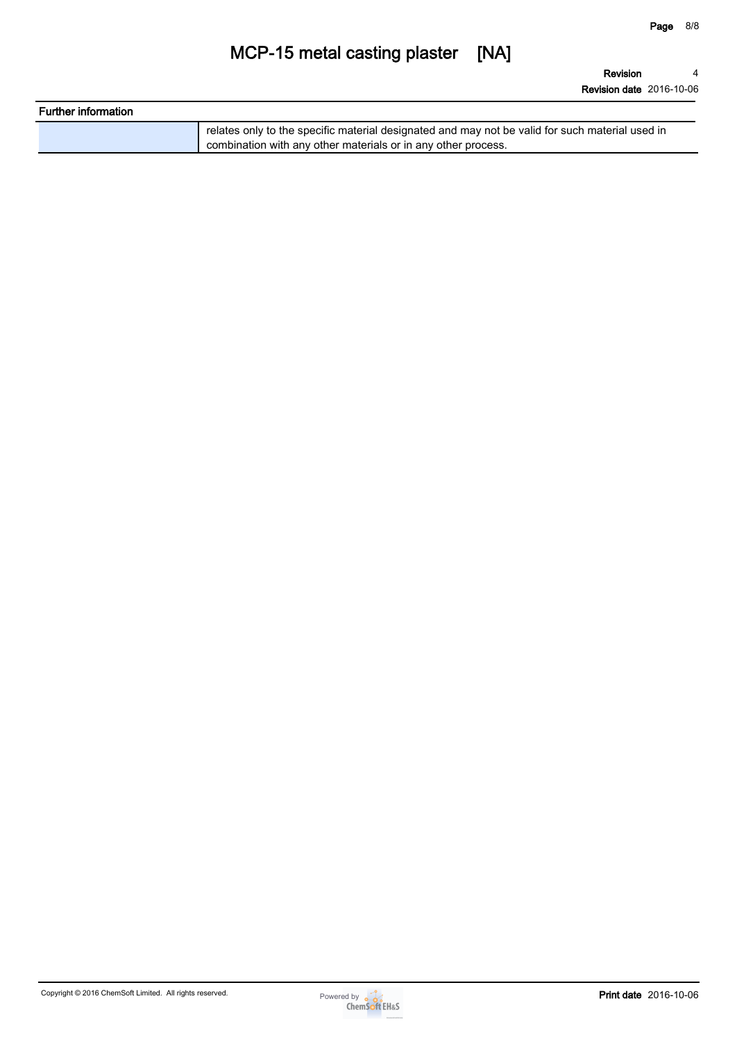## Further information

| | |
|---|---|
| | relates only to the specific material designated and may not be valid for such material used in combination with any other materials or in any other process. |